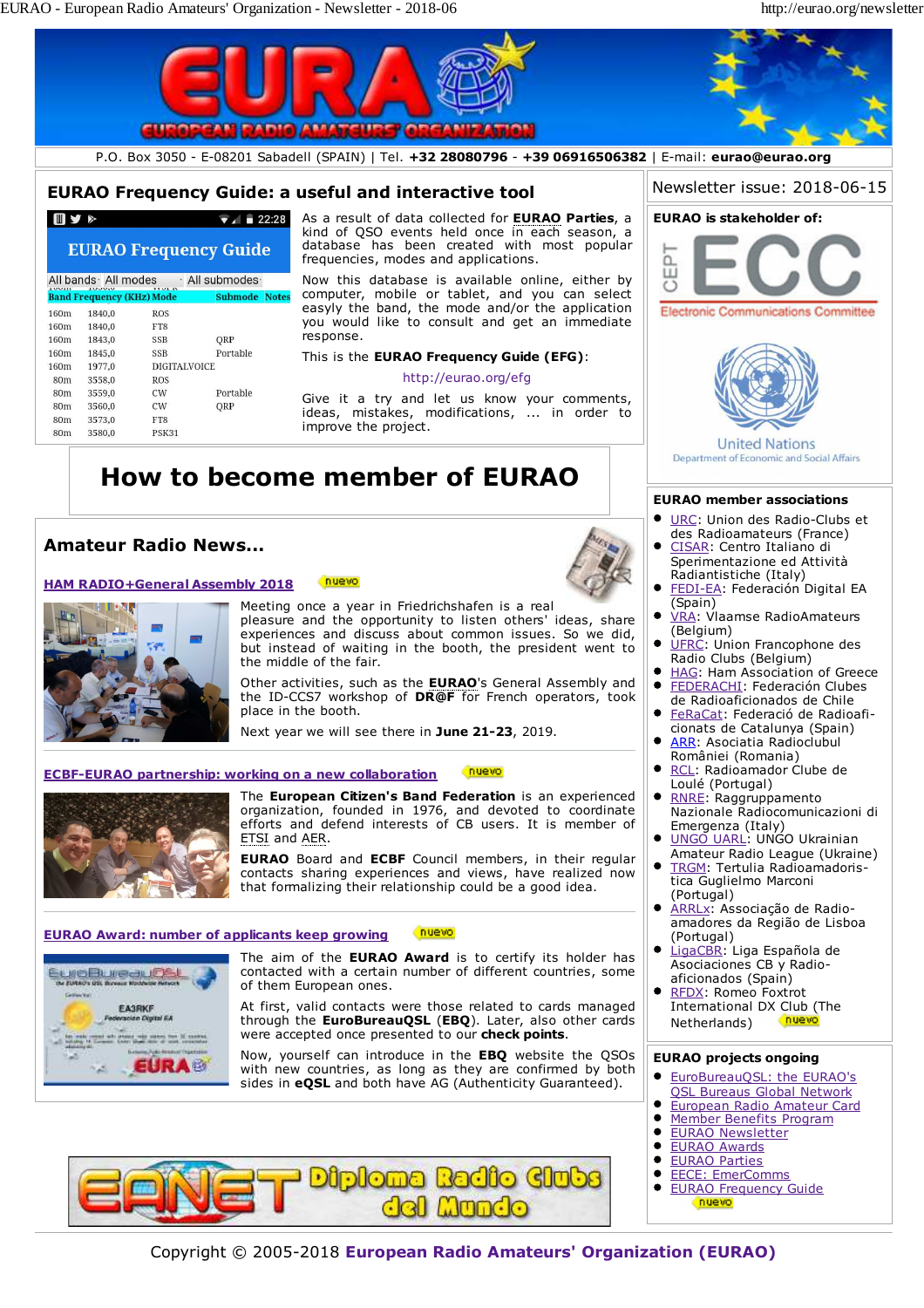P.O. Box 3050 - E-08201 Sabadell (SPAIN) | Tel. **+32 28080796** - **+39 06916506382** | E-mail: **eurao@eurao.org**

## EURAO Frequency Guide: a useful and interactive tool

**EURAO Frequency Guide**

All bands · All modes · All submodes

| Band | Frequency (KHz) | Mode | Submode | Notes |
|---|---|---|---|---|
| 160m | 1840,0 | ROS | | |
| 160m | 1840,0 | FT8 | | |
| 160m | 1843,0 | SSB | QRP | |
| 160m | 1845,0 | SSB | Portable | |
| 160m | 1977,0 | DIGITALVOICE | | |
| 80m | 3558,0 | ROS | | |
| 80m | 3559,0 | CW | Portable | |
| 80m | 3560,0 | CW | QRP | |
| 80m | 3573,0 | FT8 | | |
| 80m | 3580,0 | PSK31 | | |

As a result of data collected for **EURAO Parties**, a kind of QSO events held once in each season, a database has been created with most popular frequencies, modes and applications.

Now this database is available online, either by computer, mobile or tablet, and you can select easyly the band, the mode and/or the application you would like to consult and get an immediate response.

This is the **EURAO Frequency Guide (EFG)**:

http://eurao.org/efg

Give it a try and let us know your comments, ideas, mistakes, modifications, ... in order to improve the project.

# How to become member of EURAO

## Amateur Radio News...

### HAM RADIO+General Assembly 2018 (nuevo)

Meeting once a year in Friedrichshafen is a real pleasure and the opportunity to listen others' ideas, share experiences and discuss about common issues. So we did, but instead of waiting in the booth, the president went to the middle of the fair.

Other activities, such as the **EURAO**'s General Assembly and the ID-CCS7 workshop of **DR@F** for French operators, took place in the booth.

Next year we will see there in **June 21-23**, 2019.

### ECBF-EURAO partnership: working on a new collaboration (nuevo)

The **European Citizen's Band Federation** is an experienced organization, founded in 1976, and devoted to coordinate efforts and defend interests of CB users. It is member of ETSI and AER.

**EURAO** Board and **ECBF** Council members, in their regular contacts sharing experiences and views, have realized now that formalizing their relationship could be a good idea.

### EURAO Award: number of applicants keep growing (nuevo)

The aim of the **EURAO Award** is to certify its holder has contacted with a certain number of different countries, some of them European ones.

At first, valid contacts were those related to cards managed through the **EuroBureauQSL** (**EBQ**). Later, also other cards were accepted once presented to our **check points**.

Now, yourself can introduce in the **EBQ** website the QSOs with new countries, as long as they are confirmed by both sides in **eQSL** and both have AG (Authenticity Guaranteed).

EANET Diploma Radio Clubs del Mundo

Newsletter issue: 2018-06-15

**EURAO is stakeholder of:**

CEPT ECC Electronic Communications Committee

United Nations Department of Economic and Social Affairs

**EURAO member associations**

- URC: Union des Radio-Clubs et des Radioamateurs (France)
- CISAR: Centro Italiano di Sperimentazione ed Attività Radiantistiche (Italy)
- FEDI-EA: Federación Digital EA (Spain)
- VRA: Vlaamse RadioAmateurs (Belgium)
- UFRC: Union Francophone des Radio Clubs (Belgium)
- HAG: Ham Association of Greece
- FEDERACHI: Federación Clubes de Radioaficionados de Chile
- FeRaCat: Federació de Radioaficionats de Catalunya (Spain)
- ARR: Asociatia Radioclubul României (Romania)
- RCL: Radioamador Clube de Loulé (Portugal)
- RNRE: Raggruppamento Nazionale Radiocomunicazioni di Emergenza (Italy)
- UNGO UARL: UNGO Ukrainian Amateur Radio League (Ukraine)
- TRGM: Tertulia Radioamadoristica Guglielmo Marconi (Portugal)
- ARRLx: Associação de Radioamadores da Região de Lisboa (Portugal)
- LigaCBR: Liga Española de Asociaciones CB y Radioaficionados (Spain)
- RFDX: Romeo Foxtrot International DX Club (The Netherlands) (nuevo)

**EURAO projects ongoing**

- EuroBureauQSL: the EURAO's QSL Bureaus Global Network
- European Radio Amateur Card
- Member Benefits Program
- EURAO Newsletter
- EURAO Awards
- EURAO Parties
- EECE: EmerComms
- EURAO Frequency Guide (nuevo)

Copyright © 2005-2018 **European Radio Amateurs' Organization (EURAO)**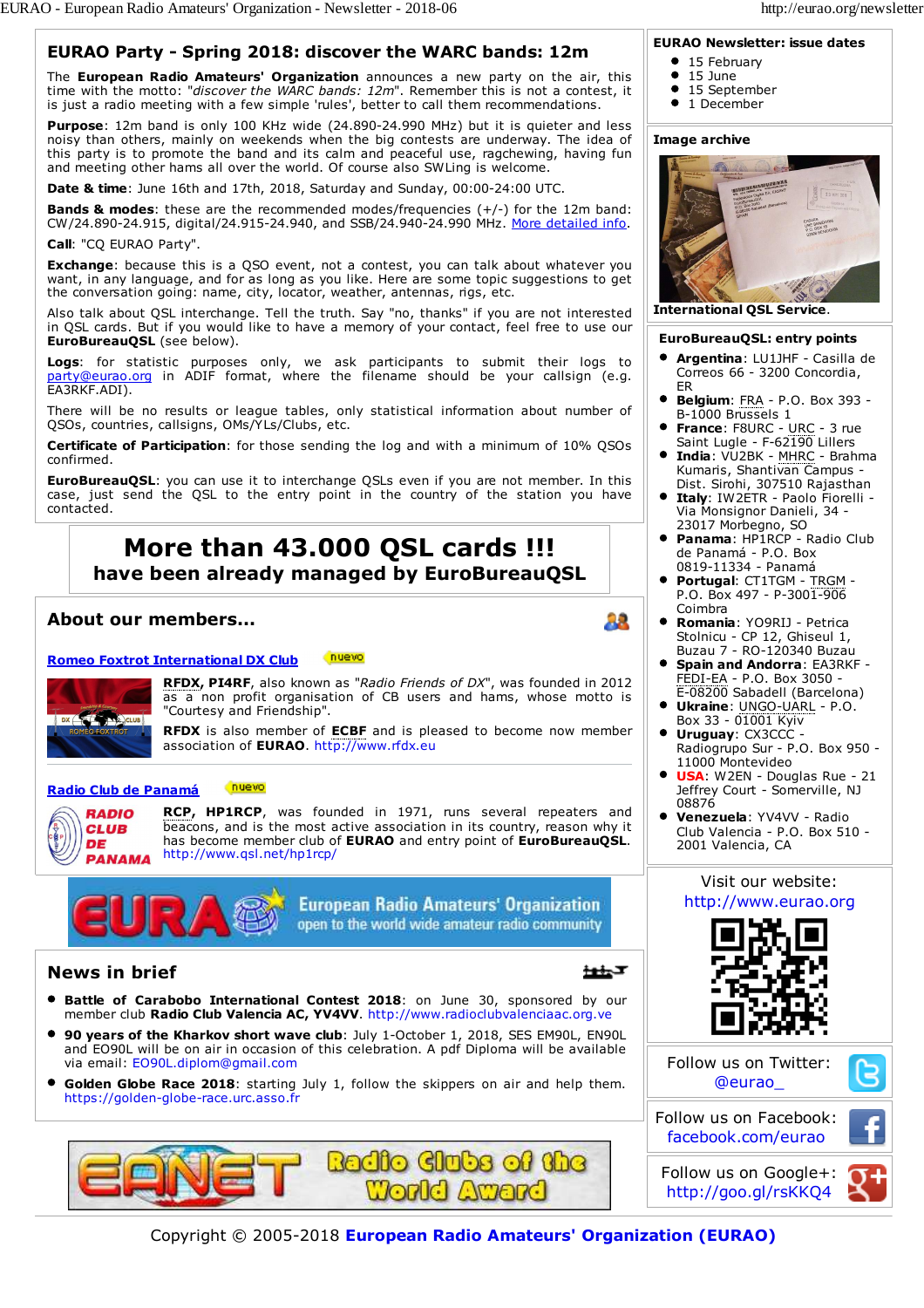## EURAO Party - Spring 2018: discover the WARC bands: 12m

The **European Radio Amateurs' Organization** announces a new party on the air, this time with the motto: "*discover the WARC bands: 12m*". Remember this is not a contest, it is just a radio meeting with a few simple 'rules', better to call them recommendations.

**Purpose**: 12m band is only 100 KHz wide (24.890-24.990 MHz) but it is quieter and less noisy than others, mainly on weekends when the big contests are underway. The idea of this party is to promote the band and its calm and peaceful use, ragchewing, having fun and meeting other hams all over the world. Of course also SWLing is welcome.

**Date & time**: June 16th and 17th, 2018, Saturday and Sunday, 00:00-24:00 UTC.

**Bands & modes**: these are the recommended modes/frequencies (+/-) for the 12m band: CW/24.890-24.915, digital/24.915-24.940, and SSB/24.940-24.990 MHz. More detailed info.

**Call**: "CQ EURAO Party".

**Exchange**: because this is a QSO event, not a contest, you can talk about whatever you want, in any language, and for as long as you like. Here are some topic suggestions to get the conversation going: name, city, locator, weather, antennas, rigs, etc.

Also talk about QSL interchange. Tell the truth. Say "no, thanks" if you are not interested in QSL cards. But if you would like to have a memory of your contact, feel free to use our **EuroBureauQSL** (see below).

**Logs**: for statistic purposes only, we ask participants to submit their logs to party@eurao.org in ADIF format, where the filename should be your callsign (e.g. EA3RKF.ADI).

There will be no results or league tables, only statistical information about number of QSOs, countries, callsigns, OMs/YLs/Clubs, etc.

**Certificate of Participation**: for those sending the log and with a minimum of 10% QSOs confirmed.

**EuroBureauQSL**: you can use it to interchange QSLs even if you are not member. In this case, just send the QSL to the entry point in the country of the station you have contacted.

# More than 43.000 QSL cards !!!
## have been already managed by EuroBureauQSL

## About our members...

### Romeo Foxtrot International DX Club (nuevo)

**RFDX, PI4RF**, also known as "*Radio Friends of DX*", was founded in 2012 as a non profit organisation of CB users and hams, whose motto is "Courtesy and Friendship".

**RFDX** is also member of **ECBF** and is pleased to become now member association of **EURAO**. http://www.rfdx.eu

### Radio Club de Panamá (nuevo)

**RCP, HP1RCP**, was founded in 1971, runs several repeaters and beacons, and is the most active association in its country, reason why it has become member club of **EURAO** and entry point of **EuroBureauQSL**. http://www.qsl.net/hp1rcp/

European Radio Amateurs' Organization — open to the world wide amateur radio community

## News in brief

- **Battle of Carabobo International Contest 2018**: on June 30, sponsored by our member club **Radio Club Valencia AC, YV4VV**. http://www.radioclubvalenciaac.org.ve
- **90 years of the Kharkov short wave club**: July 1-October 1, 2018, SES EM90L, EN90L and EO90L will be on air in occasion of this celebration. A pdf Diploma will be available via email: EO90L.diplom@gmail.com
- **Golden Globe Race 2018**: starting July 1, follow the skippers on air and help them. https://golden-globe-race.urc.asso.fr

EANET Radio Clubs of the World Award

### EURAO Newsletter: issue dates

- 15 February
- 15 June
- 15 September
- 1 December

### Image archive

International QSL Service.

### EuroBureauQSL: entry points

- **Argentina**: LU1JHF - Casilla de Correos 66 - 3200 Concordia, ER
- **Belgium**: FRA - P.O. Box 393 - B-1000 Brussels 1
- **France**: F8URC - URC - 3 rue Saint Lugle - F-62190 Lillers
- **India**: VU2BK - MHRC - Brahma Kumaris, Shantivan Campus - Dist. Sirohi, 307510 Rajasthan
- **Italy**: IW2ETR - Paolo Fiorelli - Via Monsignor Danieli, 34 - 23017 Morbegno, SO
- **Panama**: HP1RCP - Radio Club de Panamá - P.O. Box 0819-11334 - Panamá
- **Portugal**: CT1TGM - TRGM - P.O. Box 497 - P-3001-906 Coimbra
- **Romania**: YO9RIJ - Petrica Stolnicu - CP 12, Ghiseul 1, Buzau 7 - RO-120340 Buzau
- **Spain and Andorra**: EA3RKF - FEDI-EA - P.O. Box 3050 - E-08200 Sabadell (Barcelona)
- **Ukraine**: UNGO-UARL - P.O. Box 33 - 01001 Kyiv
- **Uruguay**: CX3CCC - Radiogrupo Sur - P.O. Box 950 - 11000 Montevideo
- **USA**: W2EN - Douglas Rue - 21 Jeffrey Court - Somerville, NJ 08876
- **Venezuela**: YV4VV - Radio Club Valencia - P.O. Box 510 - 2001 Valencia, CA

Visit our website: http://www.eurao.org

Follow us on Twitter: @eurao_

Follow us on Facebook: facebook.com/eurao

Follow us on Google+: http://goo.gl/rsKKQ4

Copyright © 2005-2018 **European Radio Amateurs' Organization (EURAO)**